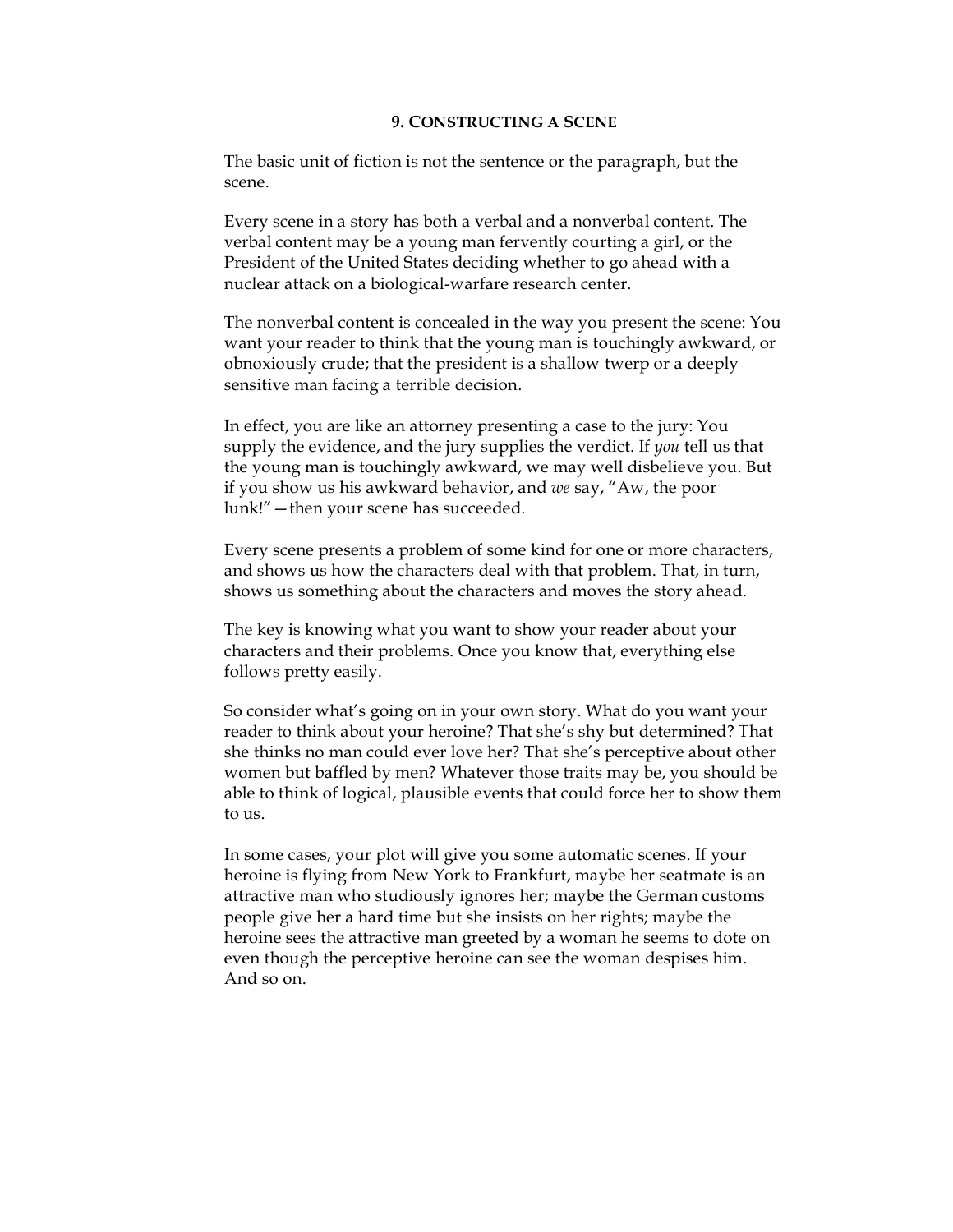## 9. Constructing a Scene

The basic unit of fiction is not the sentence or the paragraph, but the scene.

Every scene in a story has both a verbal and a nonverbal content. The verbal content may be a young man fervently courting a girl, or the President of the United States deciding whether to go ahead with a nuclear attack on a biological-warfare research center.

The nonverbal content is concealed in the way you present the scene: You want your reader to think that the young man is touchingly awkward, or obnoxiously crude; that the president is a shallow twerp or a deeply sensitive man facing a terrible decision.

In effect, you are like an attorney presenting a case to the jury: You supply the evidence, and the jury supplies the verdict. If *you* tell us that the young man is touchingly awkward, we may well disbelieve you. But if you show us his awkward behavior, and *we* say, "Aw, the poor lunk!"—then your scene has succeeded.

Every scene presents a problem of some kind for one or more characters, and shows us how the characters deal with that problem. That, in turn, shows us something about the characters and moves the story ahead.

The key is knowing what you want to show your reader about your characters and their problems. Once you know that, everything else follows pretty easily.

So consider what's going on in your own story. What do you want your reader to think about your heroine? That she's shy but determined? That she thinks no man could ever love her? That she's perceptive about other women but baffled by men? Whatever those traits may be, you should be able to think of logical, plausible events that could force her to show them to us.

In some cases, your plot will give you some automatic scenes. If your heroine is flying from New York to Frankfurt, maybe her seatmate is an attractive man who studiously ignores her; maybe the German customs people give her a hard time but she insists on her rights; maybe the heroine sees the attractive man greeted by a woman he seems to dote on even though the perceptive heroine can see the woman despises him. And so on.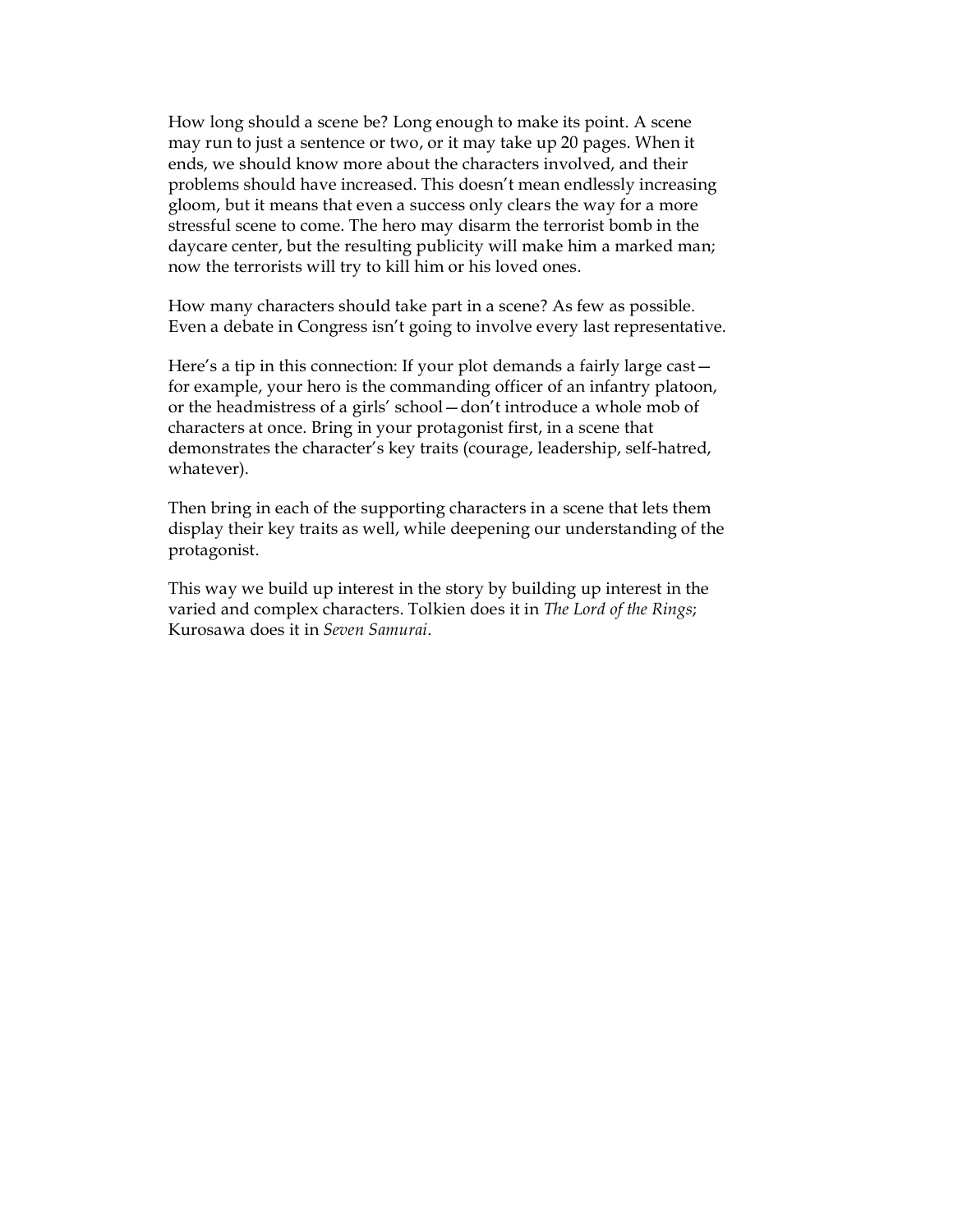How long should a scene be? Long enough to make its point. A scene may run to just a sentence or two, or it may take up 20 pages. When it ends, we should know more about the characters involved, and their problems should have increased. This doesn't mean endlessly increasing gloom, but it means that even a success only clears the way for a more stressful scene to come. The hero may disarm the terrorist bomb in the daycare center, but the resulting publicity will make him a marked man; now the terrorists will try to kill him or his loved ones.

How many characters should take part in a scene? As few as possible. Even a debate in Congress isn't going to involve every last representative.

Here's a tip in this connection: If your plot demands a fairly large cast—for example, your hero is the commanding officer of an infantry platoon, or the headmistress of a girls' school—don't introduce a whole mob of characters at once. Bring in your protagonist first, in a scene that demonstrates the character's key traits (courage, leadership, self-hatred, whatever).

Then bring in each of the supporting characters in a scene that lets them display their key traits as well, while deepening our understanding of the protagonist.

This way we build up interest in the story by building up interest in the varied and complex characters. Tolkien does it in *The Lord of the Rings*; Kurosawa does it in *Seven Samurai*.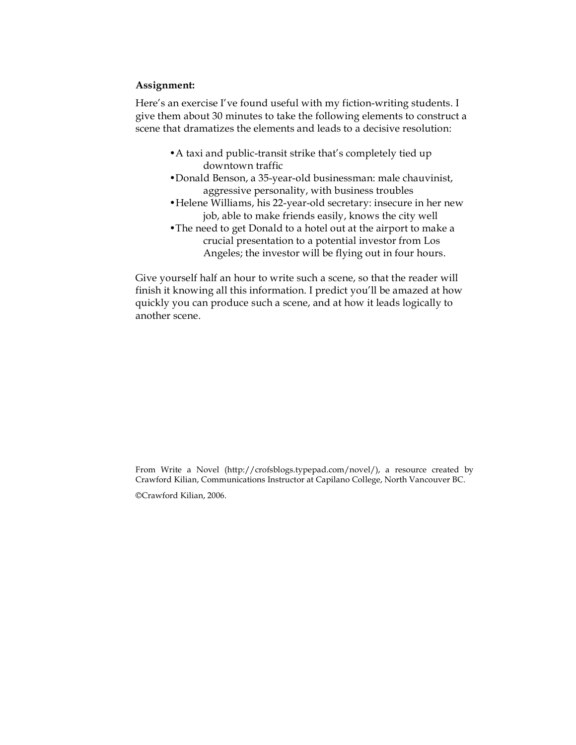**Assignment:**

Here's an exercise I've found useful with my fiction-writing students. I give them about 30 minutes to take the following elements to construct a scene that dramatizes the elements and leads to a decisive resolution:

- A taxi and public-transit strike that's completely tied up downtown traffic
- Donald Benson, a 35-year-old businessman: male chauvinist, aggressive personality, with business troubles
- Helene Williams, his 22-year-old secretary: insecure in her new job, able to make friends easily, knows the city well
- The need to get Donald to a hotel out at the airport to make a crucial presentation to a potential investor from Los Angeles; the investor will be flying out in four hours.

Give yourself half an hour to write such a scene, so that the reader will finish it knowing all this information. I predict you'll be amazed at how quickly you can produce such a scene, and at how it leads logically to another scene.

From Write a Novel (http://crofsblogs.typepad.com/novel/), a resource created by Crawford Kilian, Communications Instructor at Capilano College, North Vancouver BC.

©Crawford Kilian, 2006.